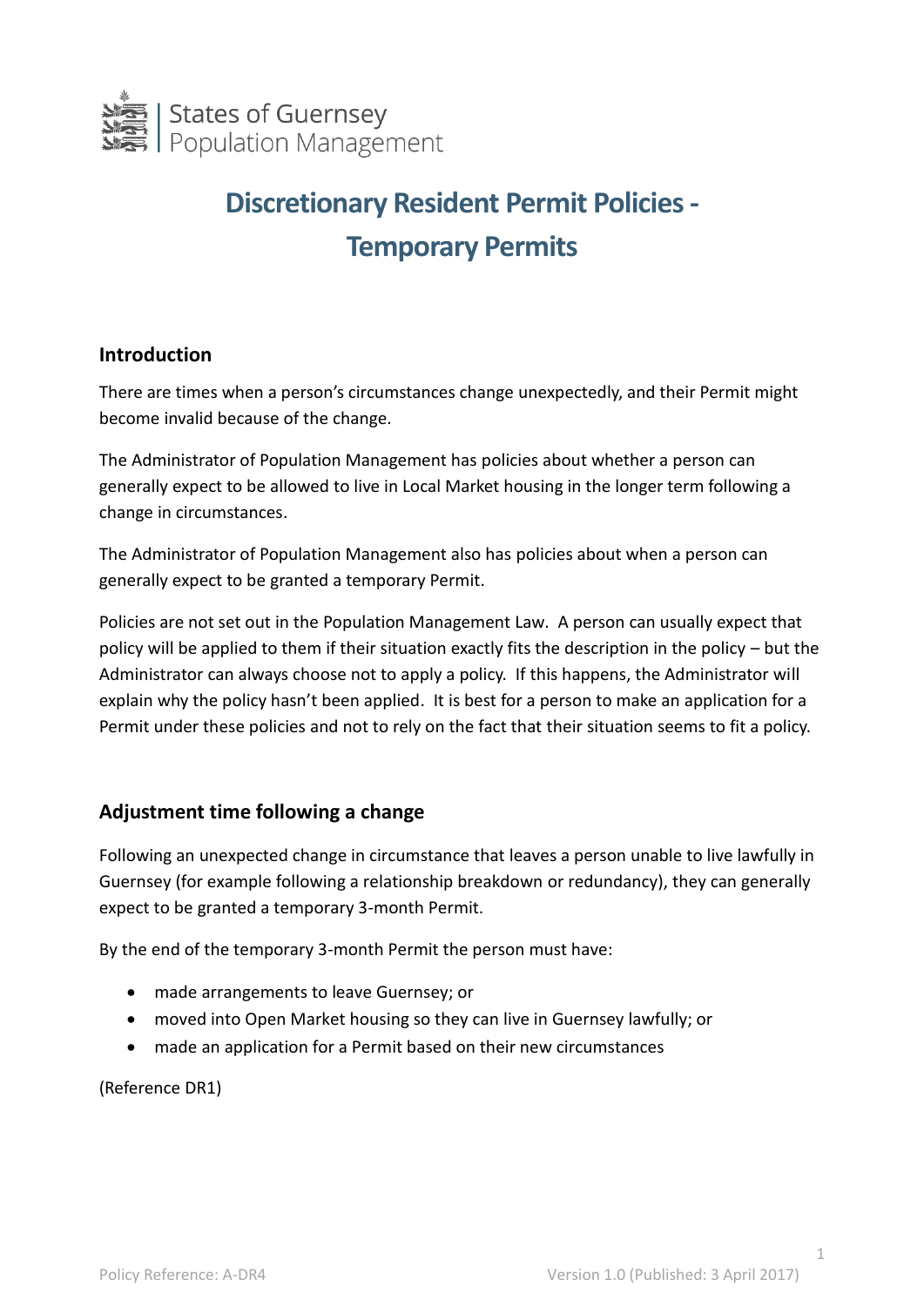States of Guernsey
Population Management

# Discretionary Resident Permit Policies - Temporary Permits

## Introduction

There are times when a person's circumstances change unexpectedly, and their Permit might become invalid because of the change.

The Administrator of Population Management has policies about whether a person can generally expect to be allowed to live in Local Market housing in the longer term following a change in circumstances.

The Administrator of Population Management also has policies about when a person can generally expect to be granted a temporary Permit.

Policies are not set out in the Population Management Law. A person can usually expect that policy will be applied to them if their situation exactly fits the description in the policy – but the Administrator can always choose not to apply a policy. If this happens, the Administrator will explain why the policy hasn't been applied. It is best for a person to make an application for a Permit under these policies and not to rely on the fact that their situation seems to fit a policy.

## Adjustment time following a change

Following an unexpected change in circumstance that leaves a person unable to live lawfully in Guernsey (for example following a relationship breakdown or redundancy), they can generally expect to be granted a temporary 3-month Permit.

By the end of the temporary 3-month Permit the person must have:

- made arrangements to leave Guernsey; or
- moved into Open Market housing so they can live in Guernsey lawfully; or
- made an application for a Permit based on their new circumstances

(Reference DR1)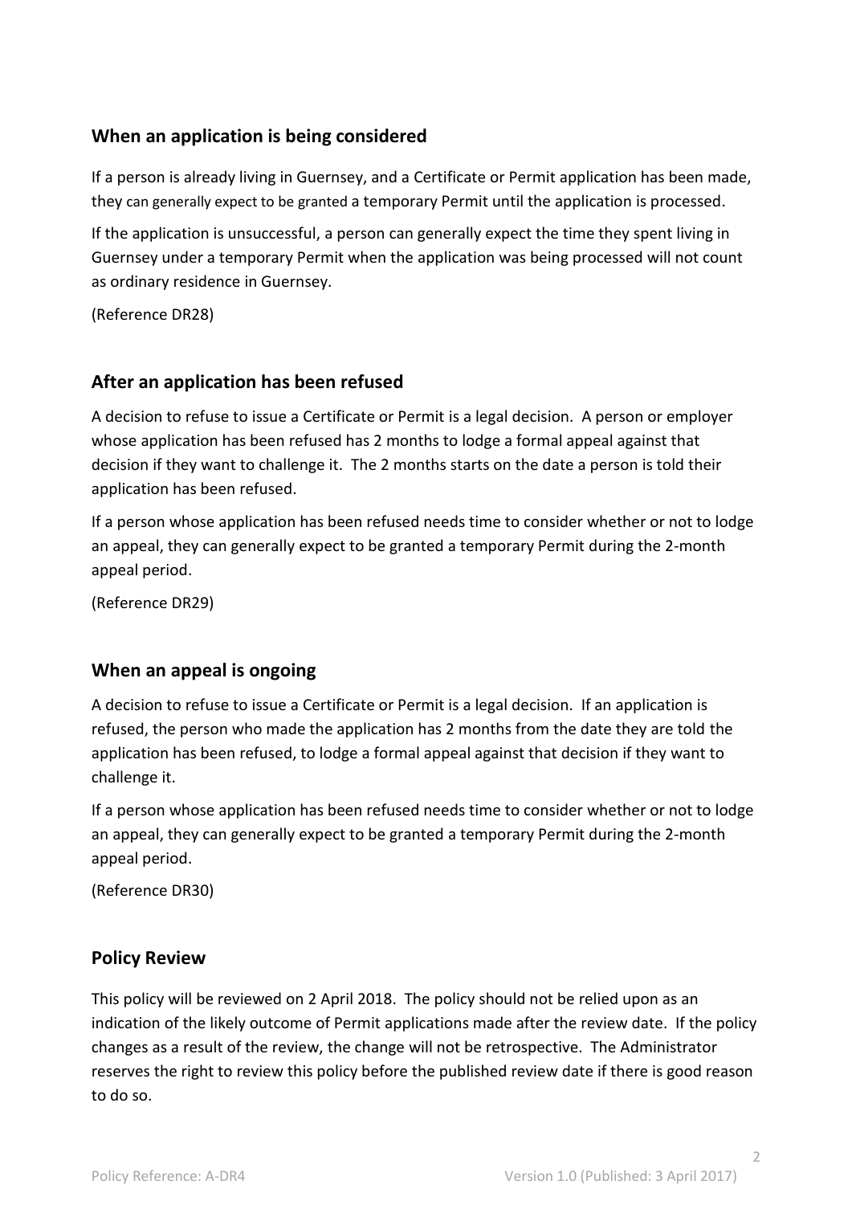## When an application is being considered

If a person is already living in Guernsey, and a Certificate or Permit application has been made, they can generally expect to be granted a temporary Permit until the application is processed.

If the application is unsuccessful, a person can generally expect the time they spent living in Guernsey under a temporary Permit when the application was being processed will not count as ordinary residence in Guernsey.

(Reference DR28)

## After an application has been refused

A decision to refuse to issue a Certificate or Permit is a legal decision. A person or employer whose application has been refused has 2 months to lodge a formal appeal against that decision if they want to challenge it. The 2 months starts on the date a person is told their application has been refused.

If a person whose application has been refused needs time to consider whether or not to lodge an appeal, they can generally expect to be granted a temporary Permit during the 2-month appeal period.

(Reference DR29)

## When an appeal is ongoing

A decision to refuse to issue a Certificate or Permit is a legal decision. If an application is refused, the person who made the application has 2 months from the date they are told the application has been refused, to lodge a formal appeal against that decision if they want to challenge it.

If a person whose application has been refused needs time to consider whether or not to lodge an appeal, they can generally expect to be granted a temporary Permit during the 2-month appeal period.

(Reference DR30)

## Policy Review

This policy will be reviewed on 2 April 2018. The policy should not be relied upon as an indication of the likely outcome of Permit applications made after the review date. If the policy changes as a result of the review, the change will not be retrospective. The Administrator reserves the right to review this policy before the published review date if there is good reason to do so.